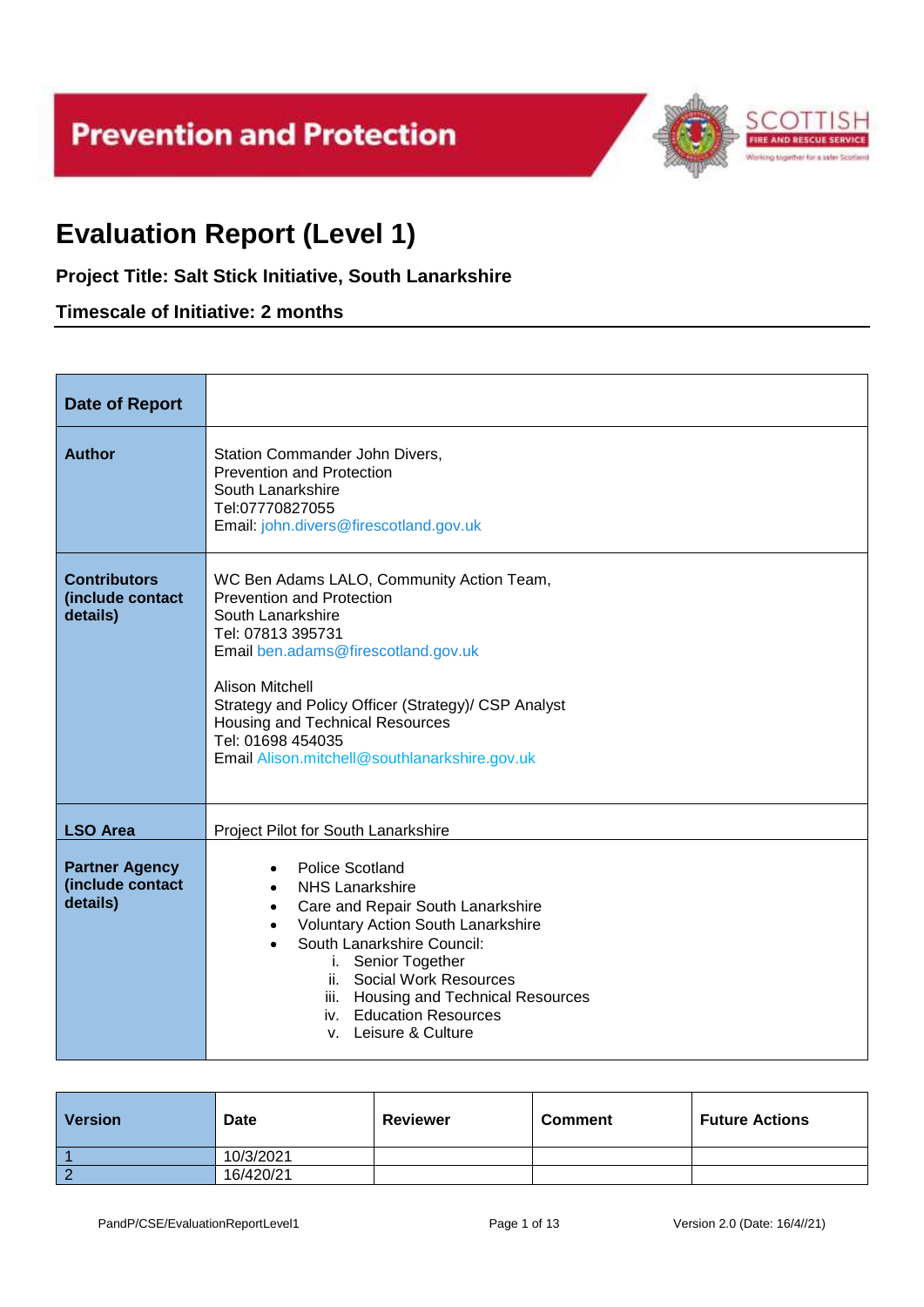# Prevention and Protection

SCOTTISH FIRE AND RESCUE SERVICE

Working together for a safer Scotland

# Evaluation Report (Level 1)

### Project Title: Salt Stick Initiative, South Lanarkshire

### Timescale of Initiative: 2 months

| | |
|---|---|
| **Date of Report** | |
| **Author** | Station Commander John Divers,<br>Prevention and Protection<br>South Lanarkshire<br>Tel:07770827055<br>Email: john.divers@firescotland.gov.uk |
| **Contributors (include contact details)** | WC Ben Adams LALO, Community Action Team,<br>Prevention and Protection<br>South Lanarkshire<br>Tel: 07813 395731<br>Email ben.adams@firescotland.gov.uk<br><br>Alison Mitchell<br>Strategy and Policy Officer (Strategy)/ CSP Analyst<br>Housing and Technical Resources<br>Tel: 01698 454035<br>Email Alison.mitchell@southlanarkshire.gov.uk |
| **LSO Area** | Project Pilot for South Lanarkshire |
| **Partner Agency (include contact details)** | • Police Scotland<br>• NHS Lanarkshire<br>• Care and Repair South Lanarkshire<br>• Voluntary Action South Lanarkshire<br>• South Lanarkshire Council:<br>&nbsp;&nbsp;&nbsp;i. Senior Together<br>&nbsp;&nbsp;&nbsp;ii. Social Work Resources<br>&nbsp;&nbsp;&nbsp;iii. Housing and Technical Resources<br>&nbsp;&nbsp;&nbsp;iv. Education Resources<br>&nbsp;&nbsp;&nbsp;v. Leisure & Culture |

| Version | Date | Reviewer | Comment | Future Actions |
|---|---|---|---|---|
| 1 | 10/3/2021 | | | |
| 2 | 16/420/21 | | | |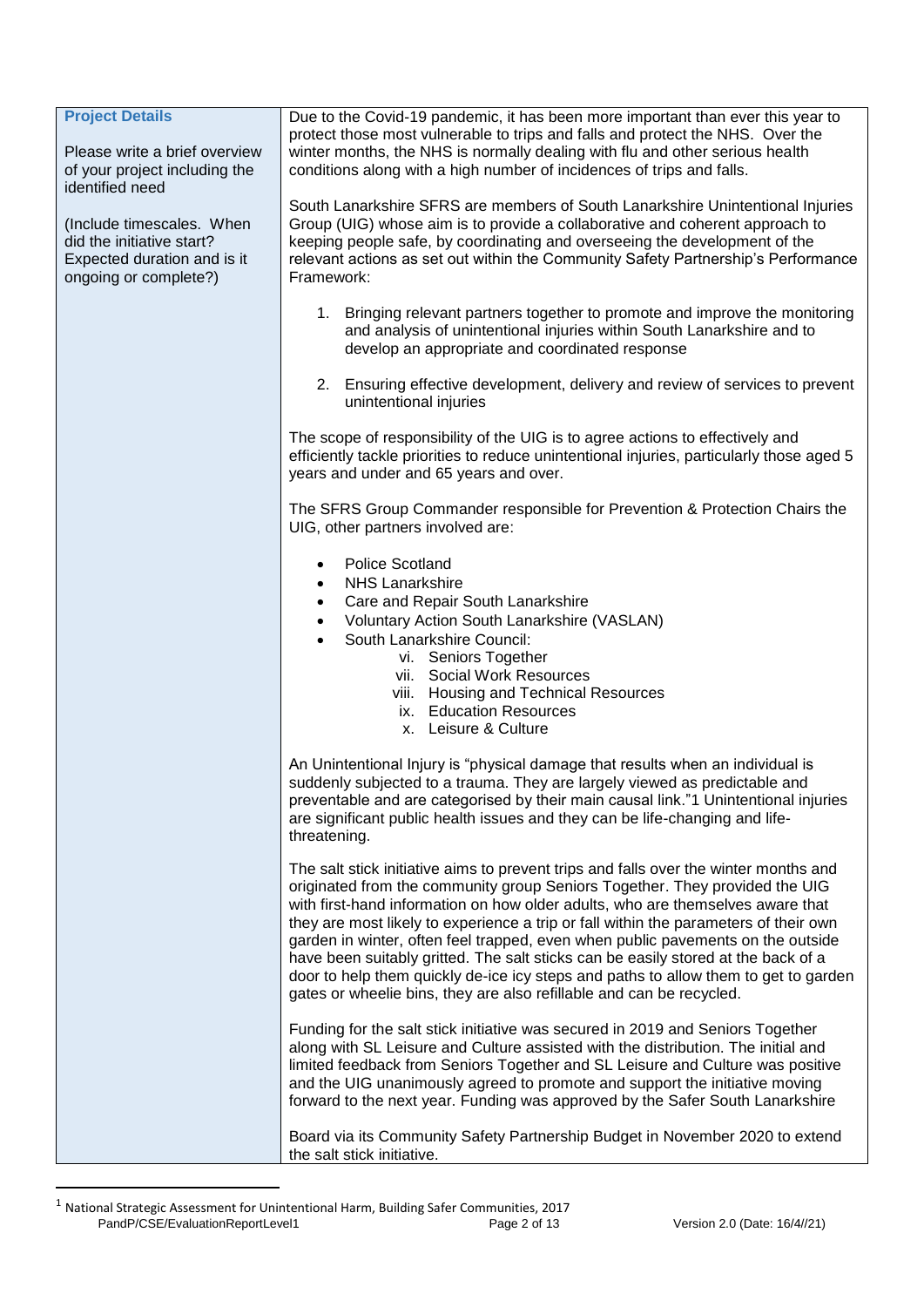| | |
|---|---|
| **Project Details**<br><br>Please write a brief overview of your project including the identified need<br><br>(Include timescales. When did the initiative start? Expected duration and is it ongoing or complete?) | Due to the Covid-19 pandemic, it has been more important than ever this year to protect those most vulnerable to trips and falls and protect the NHS. Over the winter months, the NHS is normally dealing with flu and other serious health conditions along with a high number of incidences of trips and falls.<br><br>South Lanarkshire SFRS are members of South Lanarkshire Unintentional Injuries Group (UIG) whose aim is to provide a collaborative and coherent approach to keeping people safe, by coordinating and overseeing the development of the relevant actions as set out within the Community Safety Partnership's Performance Framework:<br><br>1. Bringing relevant partners together to promote and improve the monitoring and analysis of unintentional injuries within South Lanarkshire and to develop an appropriate and coordinated response<br><br>2. Ensuring effective development, delivery and review of services to prevent unintentional injuries<br><br>The scope of responsibility of the UIG is to agree actions to effectively and efficiently tackle priorities to reduce unintentional injuries, particularly those aged 5 years and under and 65 years and over.<br><br>The SFRS Group Commander responsible for Prevention & Protection Chairs the UIG, other partners involved are:<br><br>• Police Scotland<br>• NHS Lanarkshire<br>• Care and Repair South Lanarkshire<br>• Voluntary Action South Lanarkshire (VASLAN)<br>• South Lanarkshire Council:<br>&nbsp;&nbsp;&nbsp;&nbsp;vi. Seniors Together<br>&nbsp;&nbsp;&nbsp;&nbsp;vii. Social Work Resources<br>&nbsp;&nbsp;&nbsp;&nbsp;viii. Housing and Technical Resources<br>&nbsp;&nbsp;&nbsp;&nbsp;ix. Education Resources<br>&nbsp;&nbsp;&nbsp;&nbsp;x. Leisure & Culture<br><br>An Unintentional Injury is "physical damage that results when an individual is suddenly subjected to a trauma. They are largely viewed as predictable and preventable and are categorised by their main causal link."[1] Unintentional injuries are significant public health issues and they can be life-changing and life-threatening.<br><br>The salt stick initiative aims to prevent trips and falls over the winter months and originated from the community group Seniors Together. They provided the UIG with first-hand information on how older adults, who are themselves aware that they are most likely to experience a trip or fall within the parameters of their own garden in winter, often feel trapped, even when public pavements on the outside have been suitably gritted. The salt sticks can be easily stored at the back of a door to help them quickly de-ice icy steps and paths to allow them to get to garden gates or wheelie bins, they are also refillable and can be recycled.<br><br>Funding for the salt stick initiative was secured in 2019 and Seniors Together along with SL Leisure and Culture assisted with the distribution. The initial and limited feedback from Seniors Together and SL Leisure and Culture was positive and the UIG unanimously agreed to promote and support the initiative moving forward to the next year. Funding was approved by the Safer South Lanarkshire<br><br>Board via its Community Safety Partnership Budget in November 2020 to extend the salt stick initiative. |

[1] National Strategic Assessment for Unintentional Harm, Building Safer Communities, 2017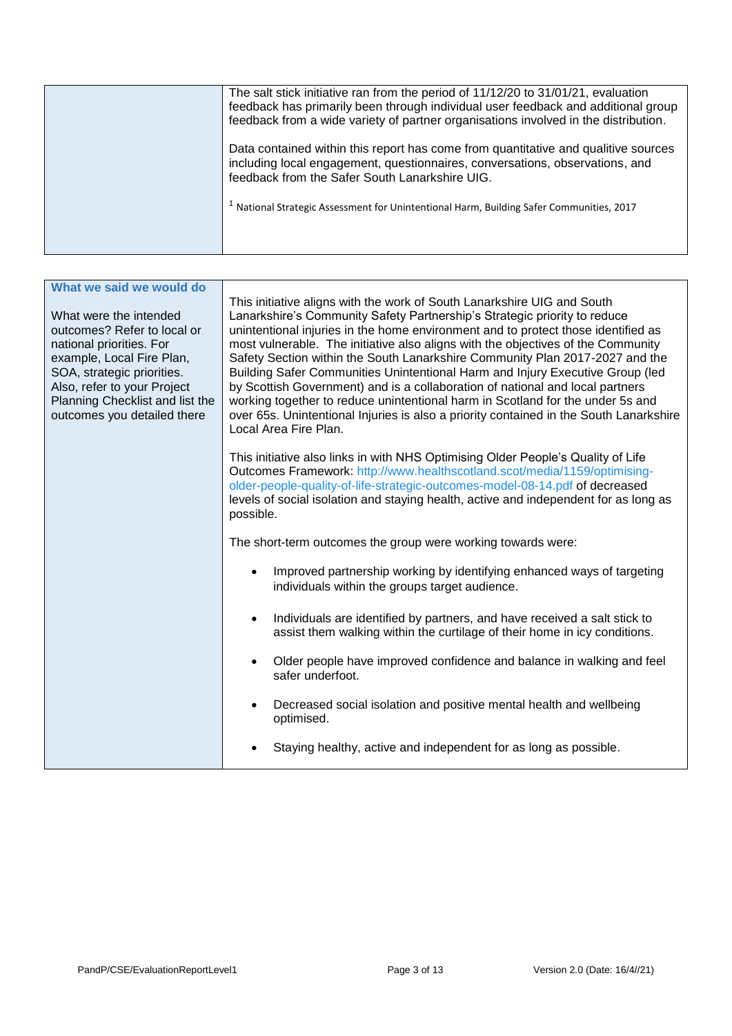| | |
|---|---|
| | The salt stick initiative ran from the period of 11/12/20 to 31/01/21, evaluation feedback has primarily been through individual user feedback and additional group feedback from a wide variety of partner organisations involved in the distribution.<br><br>Data contained within this report has come from quantitative and qualitive sources including local engagement, questionnaires, conversations, observations, and feedback from the Safer South Lanarkshire UIG.<br><br>[1] National Strategic Assessment for Unintentional Harm, Building Safer Communities, 2017 |

| | |
|---|---|
| **What we said we would do**<br><br>What were the intended outcomes? Refer to local or national priorities. For example, Local Fire Plan, SOA, strategic priorities. Also, refer to your Project Planning Checklist and list the outcomes you detailed there | This initiative aligns with the work of South Lanarkshire UIG and South Lanarkshire's Community Safety Partnership's Strategic priority to reduce unintentional injuries in the home environment and to protect those identified as most vulnerable. The initiative also aligns with the objectives of the Community Safety Section within the South Lanarkshire Community Plan 2017-2027 and the Building Safer Communities Unintentional Harm and Injury Executive Group (led by Scottish Government) and is a collaboration of national and local partners working together to reduce unintentional harm in Scotland for the under 5s and over 65s. Unintentional Injuries is also a priority contained in the South Lanarkshire Local Area Fire Plan.<br><br>This initiative also links in with NHS Optimising Older People's Quality of Life Outcomes Framework: http://www.healthscotland.scot/media/1159/optimising-older-people-quality-of-life-strategic-outcomes-model-08-14.pdf of decreased levels of social isolation and staying health, active and independent for as long as possible.<br><br>The short-term outcomes the group were working towards were:<br><br>• Improved partnership working by identifying enhanced ways of targeting individuals within the groups target audience.<br><br>• Individuals are identified by partners, and have received a salt stick to assist them walking within the curtilage of their home in icy conditions.<br><br>• Older people have improved confidence and balance in walking and feel safer underfoot.<br><br>• Decreased social isolation and positive mental health and wellbeing optimised.<br><br>• Staying healthy, active and independent for as long as possible. |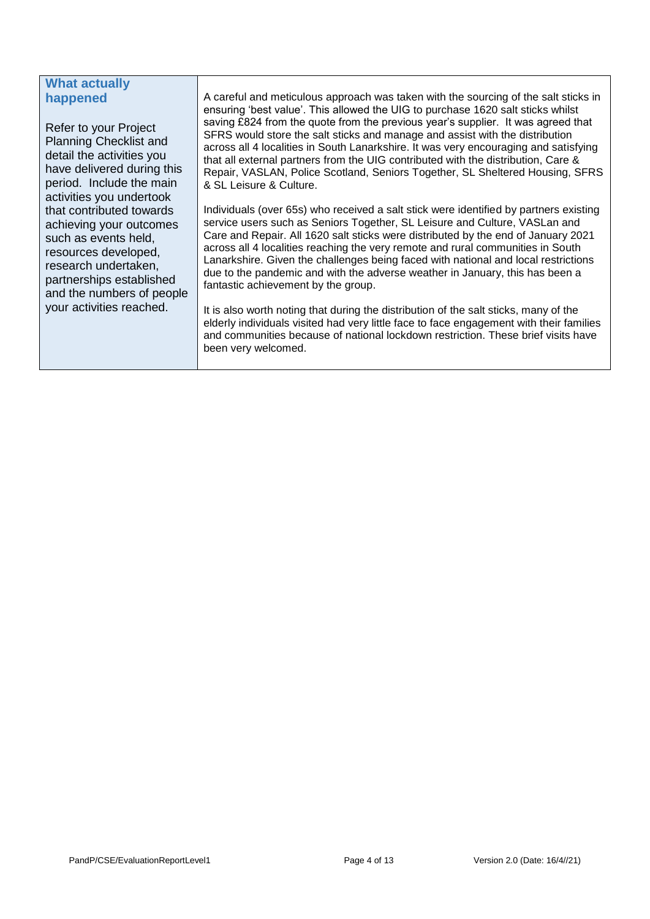| | |
|---|---|
| **What actually happened**<br><br>Refer to your Project Planning Checklist and detail the activities you have delivered during this period. Include the main activities you undertook that contributed towards achieving your outcomes such as events held, resources developed, research undertaken, partnerships established and the numbers of people your activities reached. | A careful and meticulous approach was taken with the sourcing of the salt sticks in ensuring 'best value'. This allowed the UIG to purchase 1620 salt sticks whilst saving £824 from the quote from the previous year's supplier. It was agreed that SFRS would store the salt sticks and manage and assist with the distribution across all 4 localities in South Lanarkshire. It was very encouraging and satisfying that all external partners from the UIG contributed with the distribution, Care & Repair, VASLAN, Police Scotland, Seniors Together, SL Sheltered Housing, SFRS & SL Leisure & Culture.<br><br>Individuals (over 65s) who received a salt stick were identified by partners existing service users such as Seniors Together, SL Leisure and Culture, VASLan and Care and Repair. All 1620 salt sticks were distributed by the end of January 2021 across all 4 localities reaching the very remote and rural communities in South Lanarkshire. Given the challenges being faced with national and local restrictions due to the pandemic and with the adverse weather in January, this has been a fantastic achievement by the group.<br><br>It is also worth noting that during the distribution of the salt sticks, many of the elderly individuals visited had very little face to face engagement with their families and communities because of national lockdown restriction. These brief visits have been very welcomed. |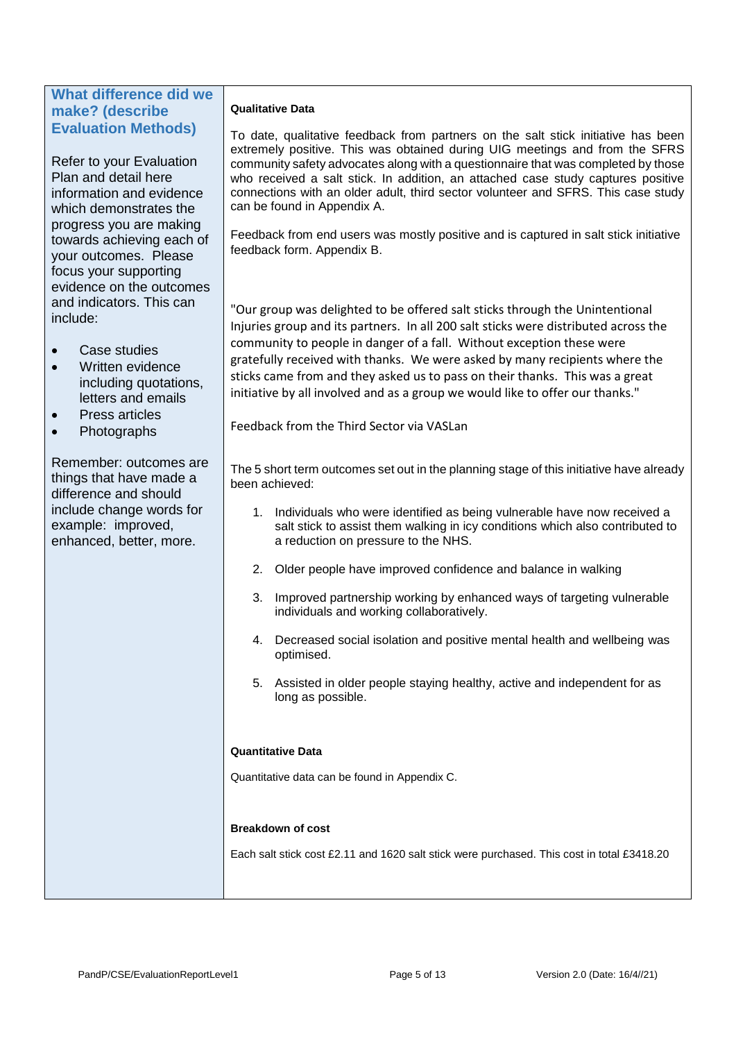| | |
|---|---|
| **What difference did we make? (describe Evaluation Methods)**<br><br>Refer to your Evaluation Plan and detail here information and evidence which demonstrates the progress you are making towards achieving each of your outcomes. Please focus your supporting evidence on the outcomes and indicators. This can include:<br><br>• Case studies<br>• Written evidence including quotations, letters and emails<br>• Press articles<br>• Photographs<br><br>Remember: outcomes are things that have made a difference and should include change words for example: improved, enhanced, better, more. | **Qualitative Data**<br><br>To date, qualitative feedback from partners on the salt stick initiative has been extremely positive. This was obtained during UIG meetings and from the SFRS community safety advocates along with a questionnaire that was completed by those who received a salt stick. In addition, an attached case study captures positive connections with an older adult, third sector volunteer and SFRS. This case study can be found in Appendix A.<br><br>Feedback from end users was mostly positive and is captured in salt stick initiative feedback form. Appendix B.<br><br>"Our group was delighted to be offered salt sticks through the Unintentional Injuries group and its partners. In all 200 salt sticks were distributed across the community to people in danger of a fall. Without exception these were gratefully received with thanks. We were asked by many recipients where the sticks came from and they asked us to pass on their thanks. This was a great initiative by all involved and as a group we would like to offer our thanks."<br><br>Feedback from the Third Sector via VASLan<br><br>The 5 short term outcomes set out in the planning stage of this initiative have already been achieved:<br><br>1. Individuals who were identified as being vulnerable have now received a salt stick to assist them walking in icy conditions which also contributed to a reduction on pressure to the NHS.<br>2. Older people have improved confidence and balance in walking<br>3. Improved partnership working by enhanced ways of targeting vulnerable individuals and working collaboratively.<br>4. Decreased social isolation and positive mental health and wellbeing was optimised.<br>5. Assisted in older people staying healthy, active and independent for as long as possible.<br><br>**Quantitative Data**<br><br>Quantitative data can be found in Appendix C.<br><br>**Breakdown of cost**<br><br>Each salt stick cost £2.11 and 1620 salt stick were purchased. This cost in total £3418.20 |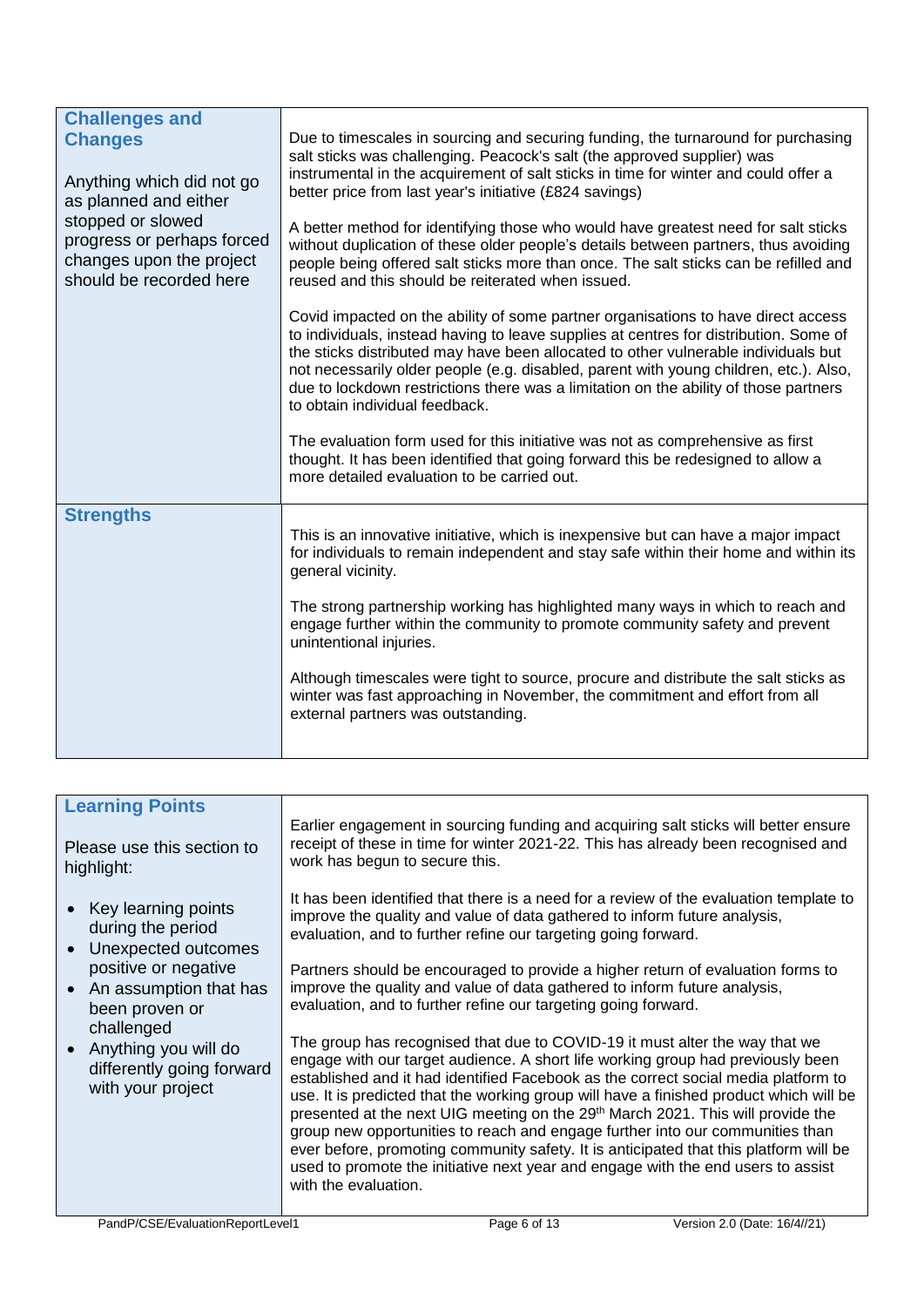| | |
|---|---|
| **Challenges and Changes**<br><br>Anything which did not go as planned and either stopped or slowed progress or perhaps forced changes upon the project should be recorded here | Due to timescales in sourcing and securing funding, the turnaround for purchasing salt sticks was challenging. Peacock's salt (the approved supplier) was instrumental in the acquirement of salt sticks in time for winter and could offer a better price from last year's initiative (£824 savings)<br><br>A better method for identifying those who would have greatest need for salt sticks without duplication of these older people's details between partners, thus avoiding people being offered salt sticks more than once. The salt sticks can be refilled and reused and this should be reiterated when issued.<br><br>Covid impacted on the ability of some partner organisations to have direct access to individuals, instead having to leave supplies at centres for distribution. Some of the sticks distributed may have been allocated to other vulnerable individuals but not necessarily older people (e.g. disabled, parent with young children, etc.). Also, due to lockdown restrictions there was a limitation on the ability of those partners to obtain individual feedback.<br><br>The evaluation form used for this initiative was not as comprehensive as first thought. It has been identified that going forward this be redesigned to allow a more detailed evaluation to be carried out. |
| **Strengths** | This is an innovative initiative, which is inexpensive but can have a major impact for individuals to remain independent and stay safe within their home and within its general vicinity.<br><br>The strong partnership working has highlighted many ways in which to reach and engage further within the community to promote community safety and prevent unintentional injuries.<br><br>Although timescales were tight to source, procure and distribute the salt sticks as winter was fast approaching in November, the commitment and effort from all external partners was outstanding. |

| | |
|---|---|
| **Learning Points**<br><br>Please use this section to highlight:<br><br>• Key learning points during the period<br>• Unexpected outcomes positive or negative<br>• An assumption that has been proven or challenged<br>• Anything you will do differently going forward with your project | Earlier engagement in sourcing funding and acquiring salt sticks will better ensure receipt of these in time for winter 2021-22. This has already been recognised and work has begun to secure this.<br><br>It has been identified that there is a need for a review of the evaluation template to improve the quality and value of data gathered to inform future analysis, evaluation, and to further refine our targeting going forward.<br><br>Partners should be encouraged to provide a higher return of evaluation forms to improve the quality and value of data gathered to inform future analysis, evaluation, and to further refine our targeting going forward.<br><br>The group has recognised that due to COVID-19 it must alter the way that we engage with our target audience. A short life working group had previously been established and it had identified Facebook as the correct social media platform to use. It is predicted that the working group will have a finished product which will be presented at the next UIG meeting on the 29th March 2021. This will provide the group new opportunities to reach and engage further into our communities than ever before, promoting community safety. It is anticipated that this platform will be used to promote the initiative next year and engage with the end users to assist with the evaluation. |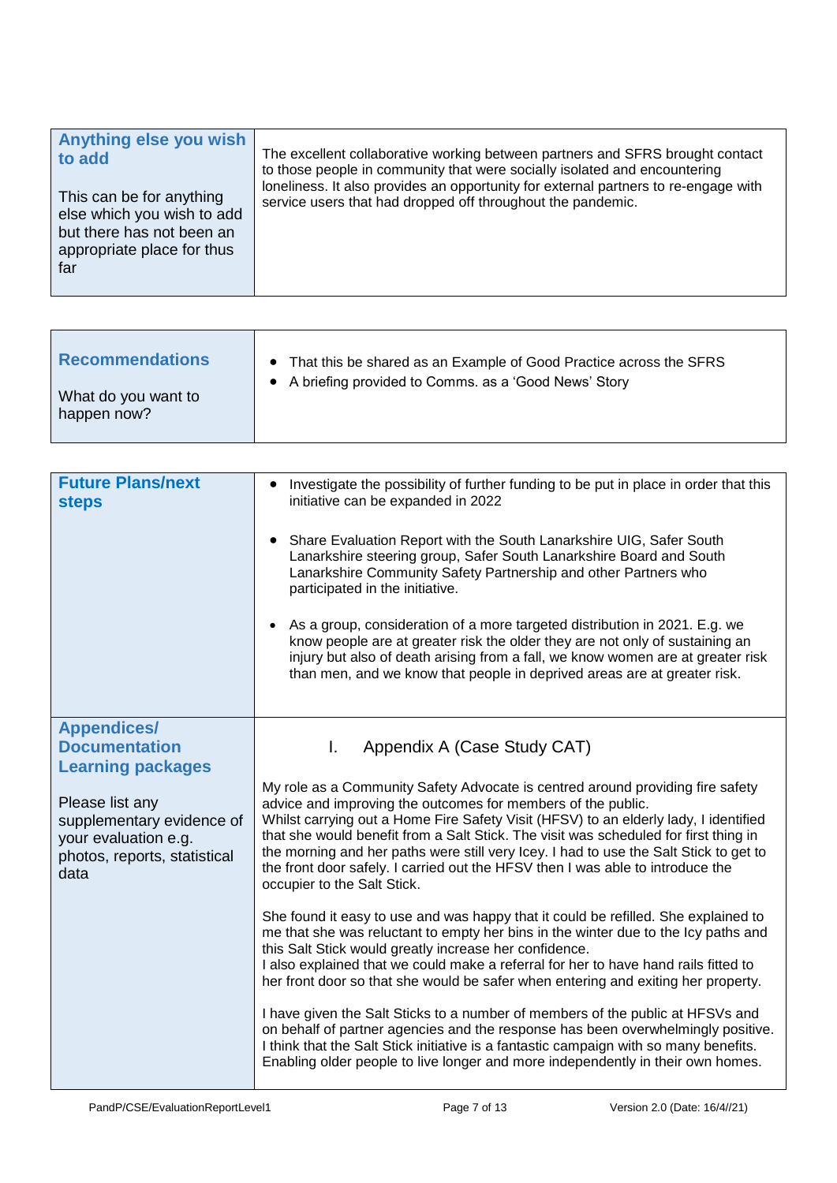| | |
|---|---|
| **Anything else you wish to add**<br><br>This can be for anything else which you wish to add but there has not been an appropriate place for thus far | The excellent collaborative working between partners and SFRS brought contact to those people in community that were socially isolated and encountering loneliness. It also provides an opportunity for external partners to re-engage with service users that had dropped off throughout the pandemic. |

| | |
|---|---|
| **Recommendations**<br><br>What do you want to happen now? | • That this be shared as an Example of Good Practice across the SFRS<br>• A briefing provided to Comms. as a 'Good News' Story |

| | |
|---|---|
| **Future Plans/next steps** | • Investigate the possibility of further funding to be put in place in order that this initiative can be expanded in 2022<br><br>• Share Evaluation Report with the South Lanarkshire UIG, Safer South Lanarkshire steering group, Safer South Lanarkshire Board and South Lanarkshire Community Safety Partnership and other Partners who participated in the initiative.<br><br>• As a group, consideration of a more targeted distribution in 2021. E.g. we know people are at greater risk the older they are not only of sustaining an injury but also of death arising from a fall, we know women are at greater risk than men, and we know that people in deprived areas are at greater risk. |
| **Appendices/ Documentation Learning packages**<br><br>Please list any supplementary evidence of your evaluation e.g. photos, reports, statistical data | I. Appendix A (Case Study CAT)<br><br>My role as a Community Safety Advocate is centred around providing fire safety advice and improving the outcomes for members of the public.<br>Whilst carrying out a Home Fire Safety Visit (HFSV) to an elderly lady, I identified that she would benefit from a Salt Stick. The visit was scheduled for first thing in the morning and her paths were still very Icey. I had to use the Salt Stick to get to the front door safely. I carried out the HFSV then I was able to introduce the occupier to the Salt Stick.<br><br>She found it easy to use and was happy that it could be refilled. She explained to me that she was reluctant to empty her bins in the winter due to the Icy paths and this Salt Stick would greatly increase her confidence.<br>I also explained that we could make a referral for her to have hand rails fitted to her front door so that she would be safer when entering and exiting her property.<br><br>I have given the Salt Sticks to a number of members of the public at HFSVs and on behalf of partner agencies and the response has been overwhelmingly positive. I think that the Salt Stick initiative is a fantastic campaign with so many benefits. Enabling older people to live longer and more independently in their own homes. |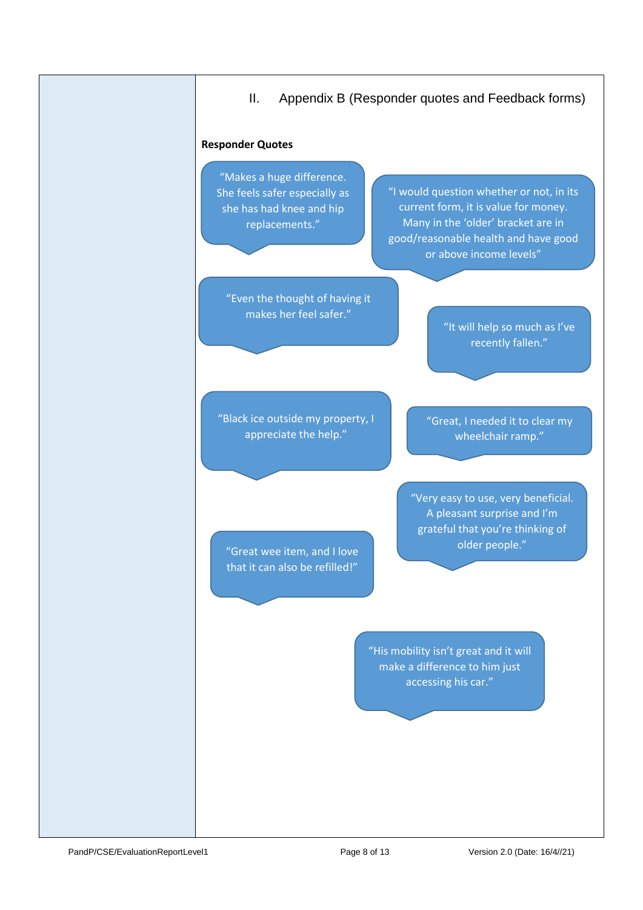## II. Appendix B (Responder quotes and Feedback forms)

**Responder Quotes**

"Makes a huge difference. She feels safer especially as she has had knee and hip replacements."

"I would question whether or not, in its current form, it is value for money. Many in the 'older' bracket are in good/reasonable health and have good or above income levels"

"Even the thought of having it makes her feel safer."

"It will help so much as I've recently fallen."

"Black ice outside my property, I appreciate the help."

"Great, I needed it to clear my wheelchair ramp."

"Very easy to use, very beneficial. A pleasant surprise and I'm grateful that you're thinking of older people."

"Great wee item, and I love that it can also be refilled!"

"His mobility isn't great and it will make a difference to him just accessing his car."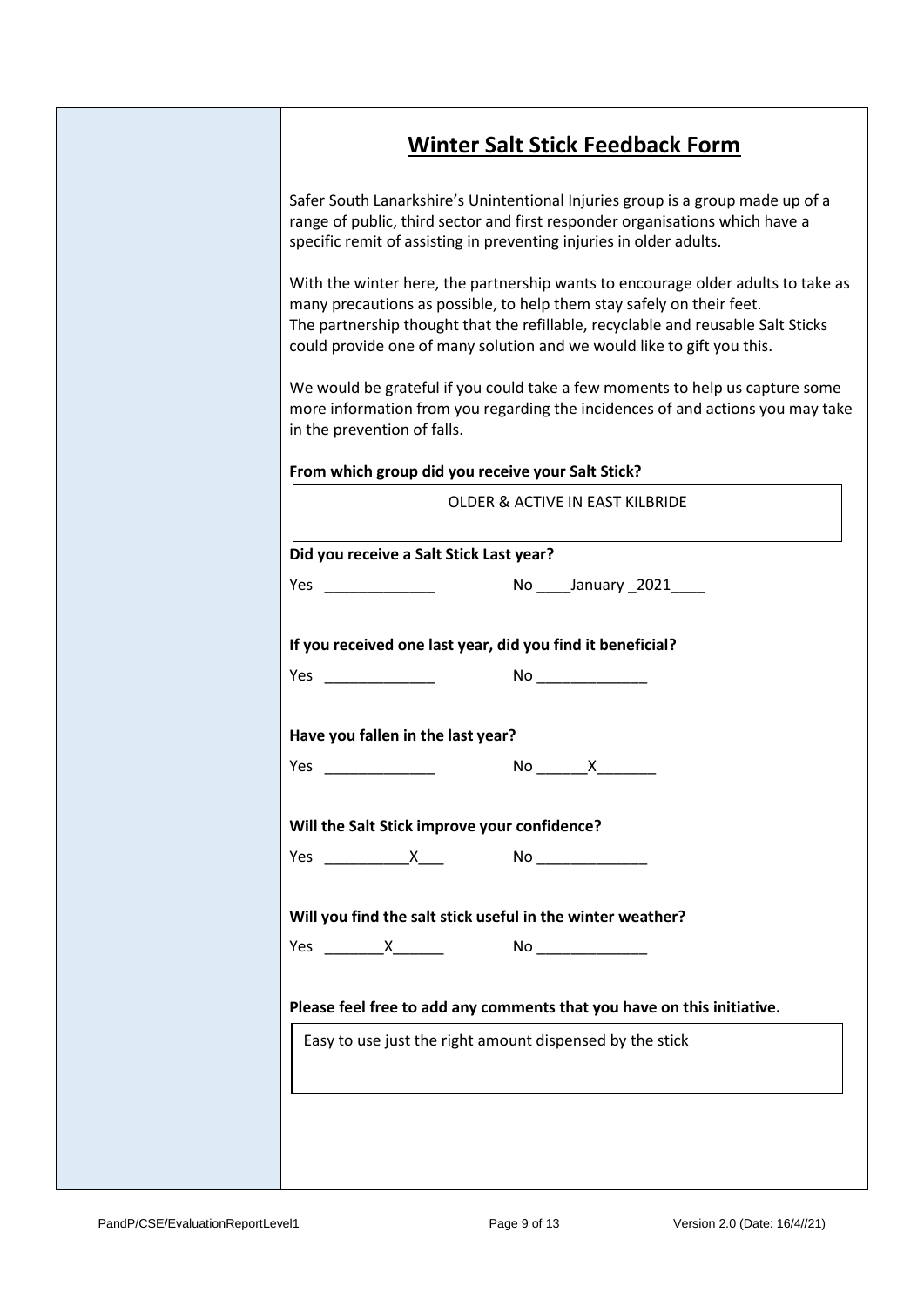# Winter Salt Stick Feedback Form

Safer South Lanarkshire's Unintentional Injuries group is a group made up of a range of public, third sector and first responder organisations which have a specific remit of assisting in preventing injuries in older adults.

With the winter here, the partnership wants to encourage older adults to take as many precautions as possible, to help them stay safely on their feet. The partnership thought that the refillable, recyclable and reusable Salt Sticks could provide one of many solution and we would like to gift you this.

We would be grateful if you could take a few moments to help us capture some more information from you regarding the incidences of and actions you may take in the prevention of falls.

**From which group did you receive your Salt Stick?**

OLDER & ACTIVE IN EAST KILBRIDE

**Did you receive a Salt Stick Last year?**

Yes _____________ No ____January _2021____

**If you received one last year, did you find it beneficial?**

Yes _____________ No _____________

**Have you fallen in the last year?**

Yes _____________ No ______X_______

**Will the Salt Stick improve your confidence?**

Yes __________X___ No _____________

**Will you find the salt stick useful in the winter weather?**

Yes _______X______ No _____________

**Please feel free to add any comments that you have on this initiative.**

Easy to use just the right amount dispensed by the stick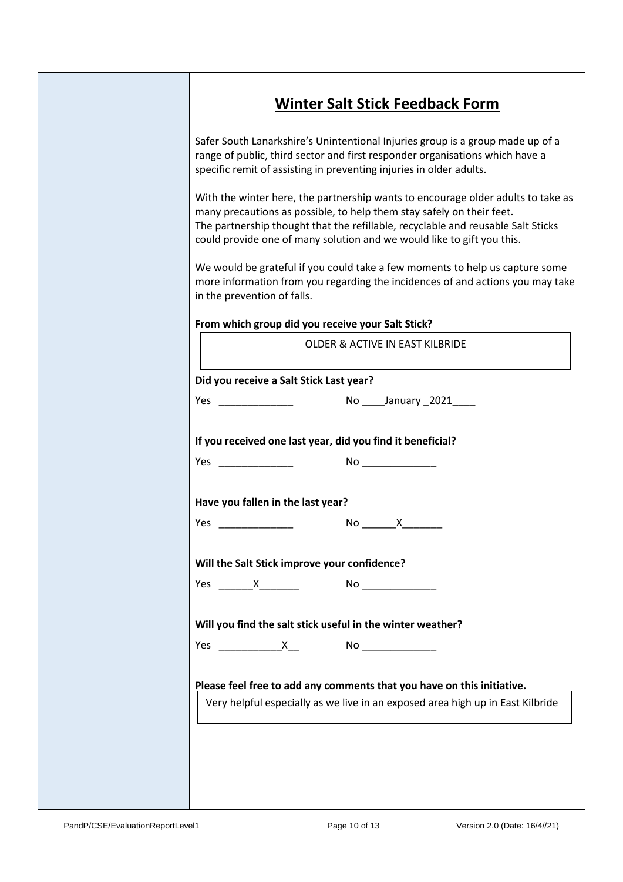# Winter Salt Stick Feedback Form

Safer South Lanarkshire's Unintentional Injuries group is a group made up of a range of public, third sector and first responder organisations which have a specific remit of assisting in preventing injuries in older adults.

With the winter here, the partnership wants to encourage older adults to take as many precautions as possible, to help them stay safely on their feet. The partnership thought that the refillable, recyclable and reusable Salt Sticks could provide one of many solution and we would like to gift you this.

We would be grateful if you could take a few moments to help us capture some more information from you regarding the incidences of and actions you may take in the prevention of falls.

**From which group did you receive your Salt Stick?**

OLDER & ACTIVE IN EAST KILBRIDE

**Did you receive a Salt Stick Last year?**

Yes _____________ No ____January _2021____

**If you received one last year, did you find it beneficial?**

Yes _____________ No _____________

**Have you fallen in the last year?**

Yes _____________ No ______X_______

**Will the Salt Stick improve your confidence?**

Yes ______X_______ No _____________

**Will you find the salt stick useful in the winter weather?**

Yes ___________X__ No _____________

**Please feel free to add any comments that you have on this initiative.**

Very helpful especially as we live in an exposed area high up in East Kilbride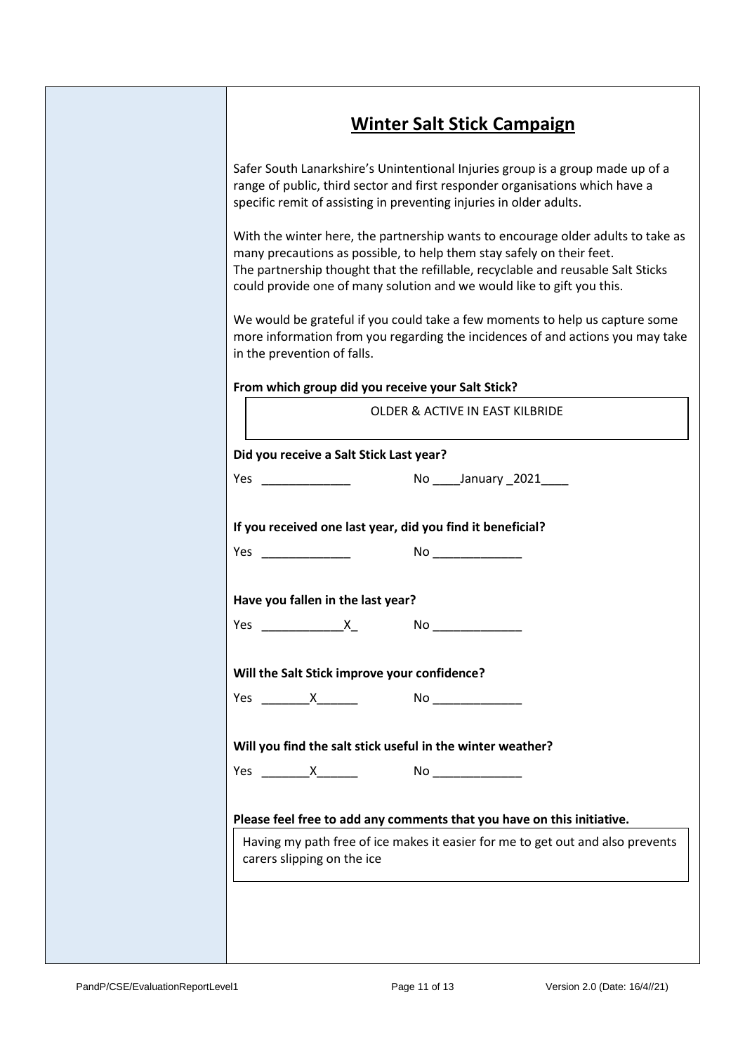# Winter Salt Stick Campaign

Safer South Lanarkshire's Unintentional Injuries group is a group made up of a range of public, third sector and first responder organisations which have a specific remit of assisting in preventing injuries in older adults.

With the winter here, the partnership wants to encourage older adults to take as many precautions as possible, to help them stay safely on their feet.
The partnership thought that the refillable, recyclable and reusable Salt Sticks could provide one of many solution and we would like to gift you this.

We would be grateful if you could take a few moments to help us capture some more information from you regarding the incidences of and actions you may take in the prevention of falls.

**From which group did you receive your Salt Stick?**

OLDER & ACTIVE IN EAST KILBRIDE

**Did you receive a Salt Stick Last year?**

Yes _____________ No ____January _2021____

**If you received one last year, did you find it beneficial?**

Yes _____________ No _____________

**Have you fallen in the last year?**

Yes ____________X_ No _____________

**Will the Salt Stick improve your confidence?**

Yes _______X______ No _____________

**Will you find the salt stick useful in the winter weather?**

Yes _______X______ No _____________

**Please feel free to add any comments that you have on this initiative.**

Having my path free of ice makes it easier for me to get out and also prevents carers slipping on the ice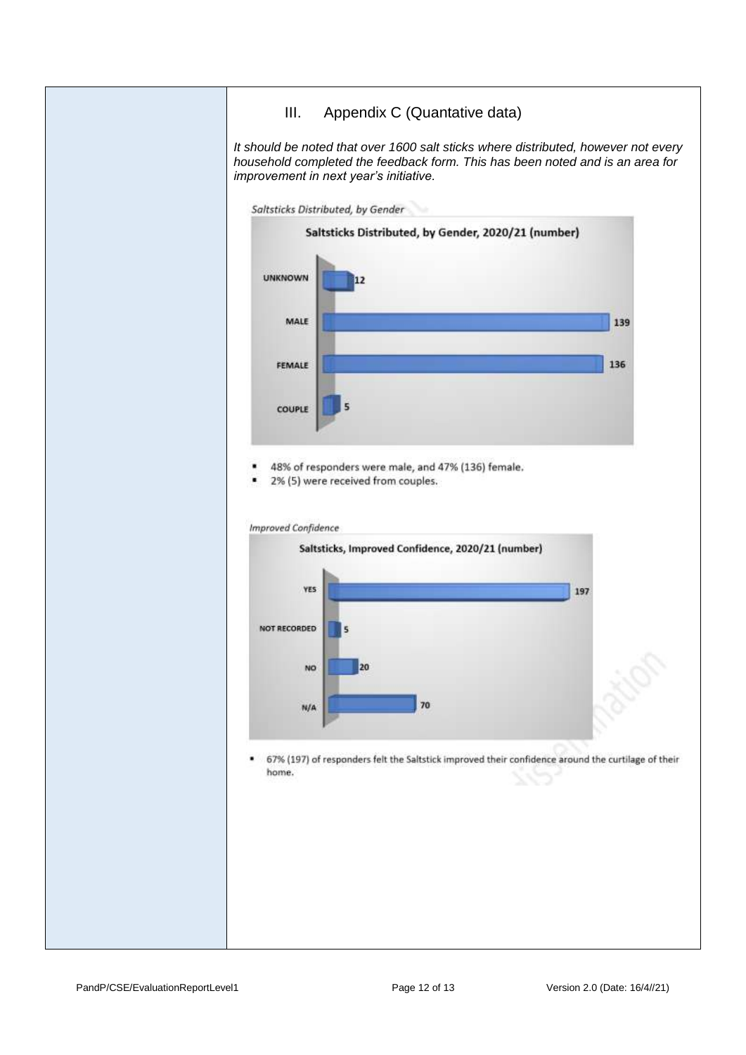### III. Appendix C (Quantative data)

*It should be noted that over 1600 salt sticks where distributed, however not every household completed the feedback form. This has been noted and is an area for improvement in next year's initiative.*

*Saltsticks Distributed, by Gender*

Saltsticks Distributed, by Gender, 2020/21 (number)

UNKNOWN 12

MALE 139

FEMALE 136

COUPLE 5

- 48% of responders were male, and 47% (136) female.
- 2% (5) were received from couples.

*Improved Confidence*

Saltsticks, Improved Confidence, 2020/21 (number)

YES 197

NOT RECORDED 5

NO 20

N/A 70

- 67% (197) of responders felt the Saltstick improved their confidence around the curtilage of their home.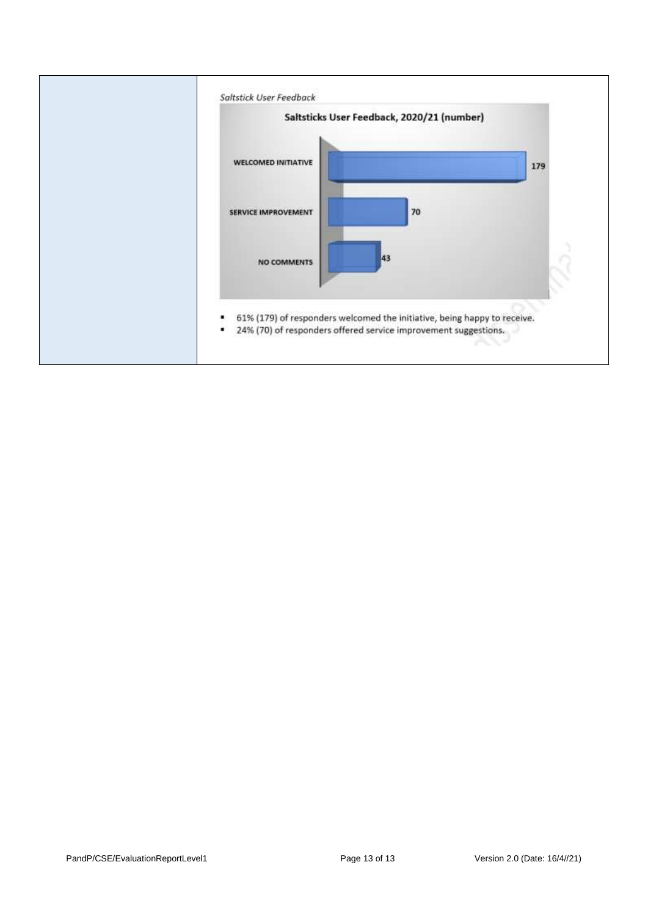| | |
|---|---|
| | *Saltstick User Feedback*<br><br>Saltsticks User Feedback, 2020/21 (number)<br><br>WELCOMED INITIATIVE 179<br>SERVICE IMPROVEMENT 70<br>NO COMMENTS 43<br><br>▪ 61% (179) of responders welcomed the initiative, being happy to receive.<br>▪ 24% (70) of responders offered service improvement suggestions. |